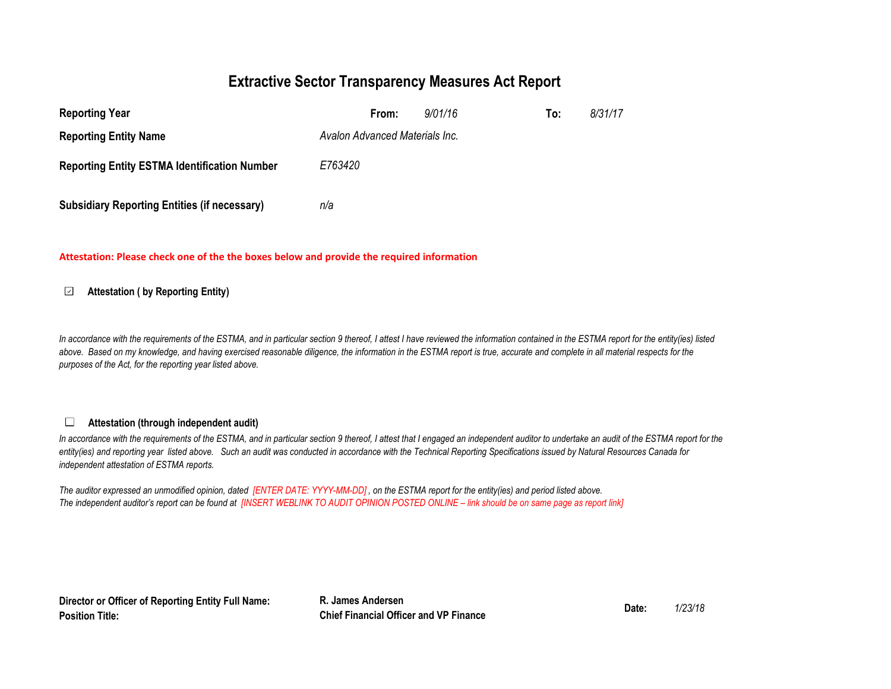# Extractive Sector Transparency Measures Act Report

| | | | |
|---|---|---|---|
| **Reporting Year** | **From:** *9/01/16* | **To:** *8/31/17* | |
| **Reporting Entity Name** | *Avalon Advanced Materials Inc.* | | |
| **Reporting Entity ESTMA Identification Number** | *E763420* | | |
| **Subsidiary Reporting Entities (if necessary)** | *n/a* | | |

**Attestation: Please check one of the the boxes below and provide the required information**

☑ **Attestation ( by Reporting Entity)**

*In accordance with the requirements of the ESTMA, and in particular section 9 thereof, I attest I have reviewed the information contained in the ESTMA report for the entity(ies) listed above. Based on my knowledge, and having exercised reasonable diligence, the information in the ESTMA report is true, accurate and complete in all material respects for the purposes of the Act, for the reporting year listed above.*

☐ **Attestation (through independent audit)**

*In accordance with the requirements of the ESTMA, and in particular section 9 thereof, I attest that I engaged an independent auditor to undertake an audit of the ESTMA report for the entity(ies) and reporting year listed above. Such an audit was conducted in accordance with the Technical Reporting Specifications issued by Natural Resources Canada for independent attestation of ESTMA reports.*

*The auditor expressed an unmodified opinion, dated [ENTER DATE: YYYY-MM-DD] , on the ESTMA report for the entity(ies) and period listed above.*
*The independent auditor's report can be found at [INSERT WEBLINK TO AUDIT OPINION POSTED ONLINE – link should be on same page as report link]*

| | | | |
|---|---|---|---|
| **Director or Officer of Reporting Entity Full Name:** | **R. James Andersen** | **Date:** | *1/23/18* |
| **Position Title:** | **Chief Financial Officer and VP Finance** | | |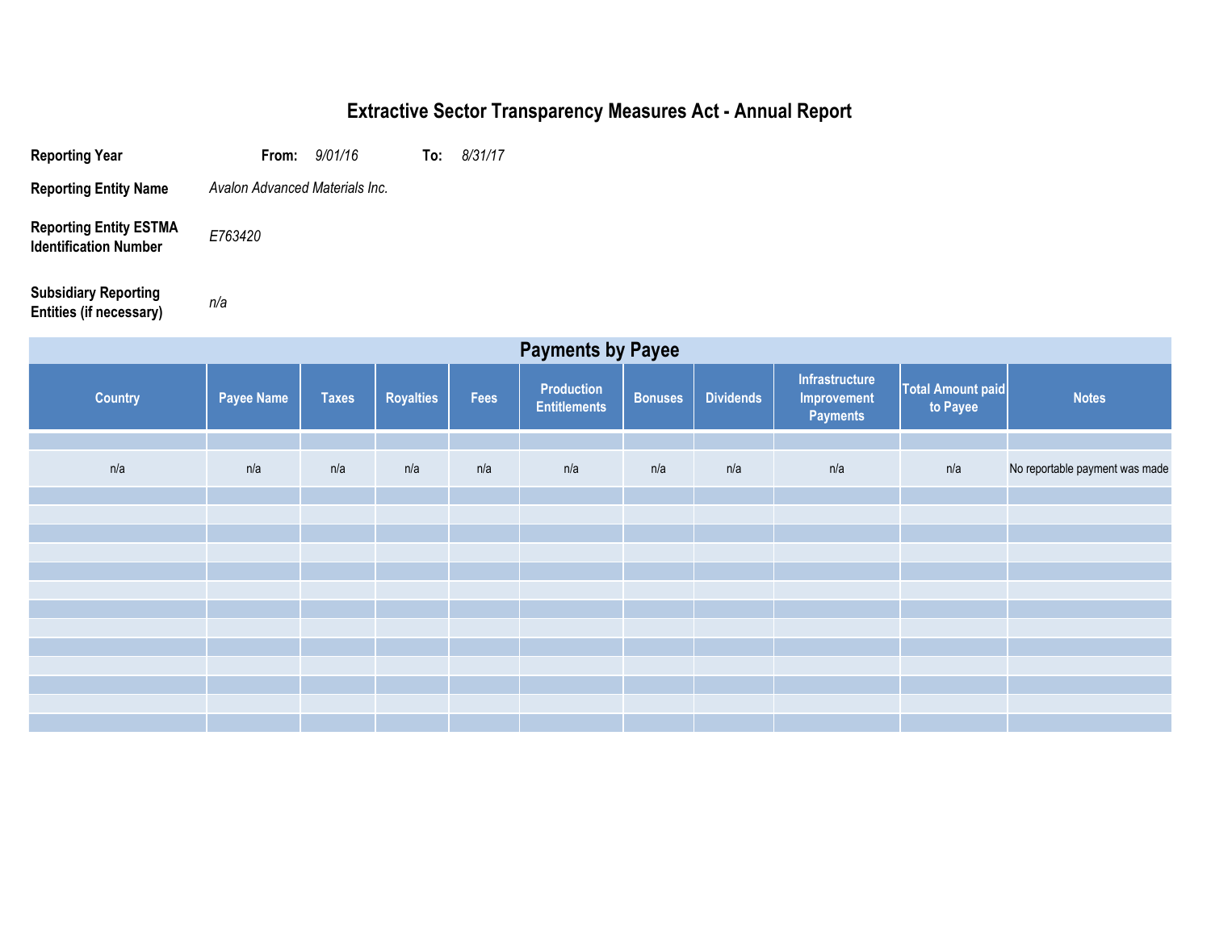# Extractive Sector Transparency Measures Act - Annual Report

**Reporting Year** **From:** *9/01/16* **To:** *8/31/17*

**Reporting Entity Name** *Avalon Advanced Materials Inc.*

**Reporting Entity ESTMA Identification Number** *E763420*

**Subsidiary Reporting Entities (if necessary)** *n/a*

## Payments by Payee

| Country | Payee Name | Taxes | Royalties | Fees | Production Entitlements | Bonuses | Dividends | Infrastructure Improvement Payments | Total Amount paid to Payee | Notes |
|---|---|---|---|---|---|---|---|---|---|---|
| n/a | n/a | n/a | n/a | n/a | n/a | n/a | n/a | n/a | n/a | No reportable payment was made |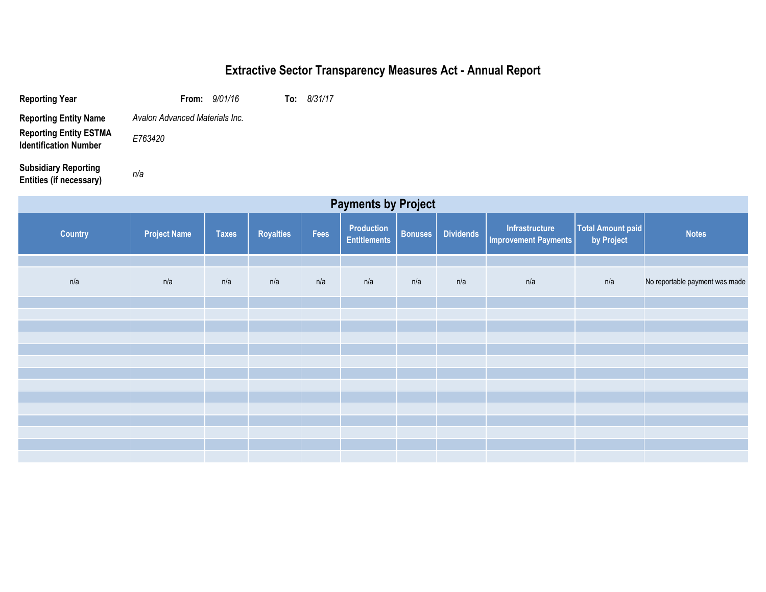# Extractive Sector Transparency Measures Act - Annual Report

**Reporting Year** **From:** *9/01/16* **To:** *8/31/17*

**Reporting Entity Name** *Avalon Advanced Materials Inc.*

**Reporting Entity ESTMA Identification Number** *E763420*

**Subsidiary Reporting Entities (if necessary)** *n/a*

## Payments by Project

| Country | Project Name | Taxes | Royalties | Fees | Production Entitlements | Bonuses | Dividends | Infrastructure Improvement Payments | Total Amount paid by Project | Notes |
|---|---|---|---|---|---|---|---|---|---|---|
| n/a | n/a | n/a | n/a | n/a | n/a | n/a | n/a | n/a | n/a | No reportable payment was made |